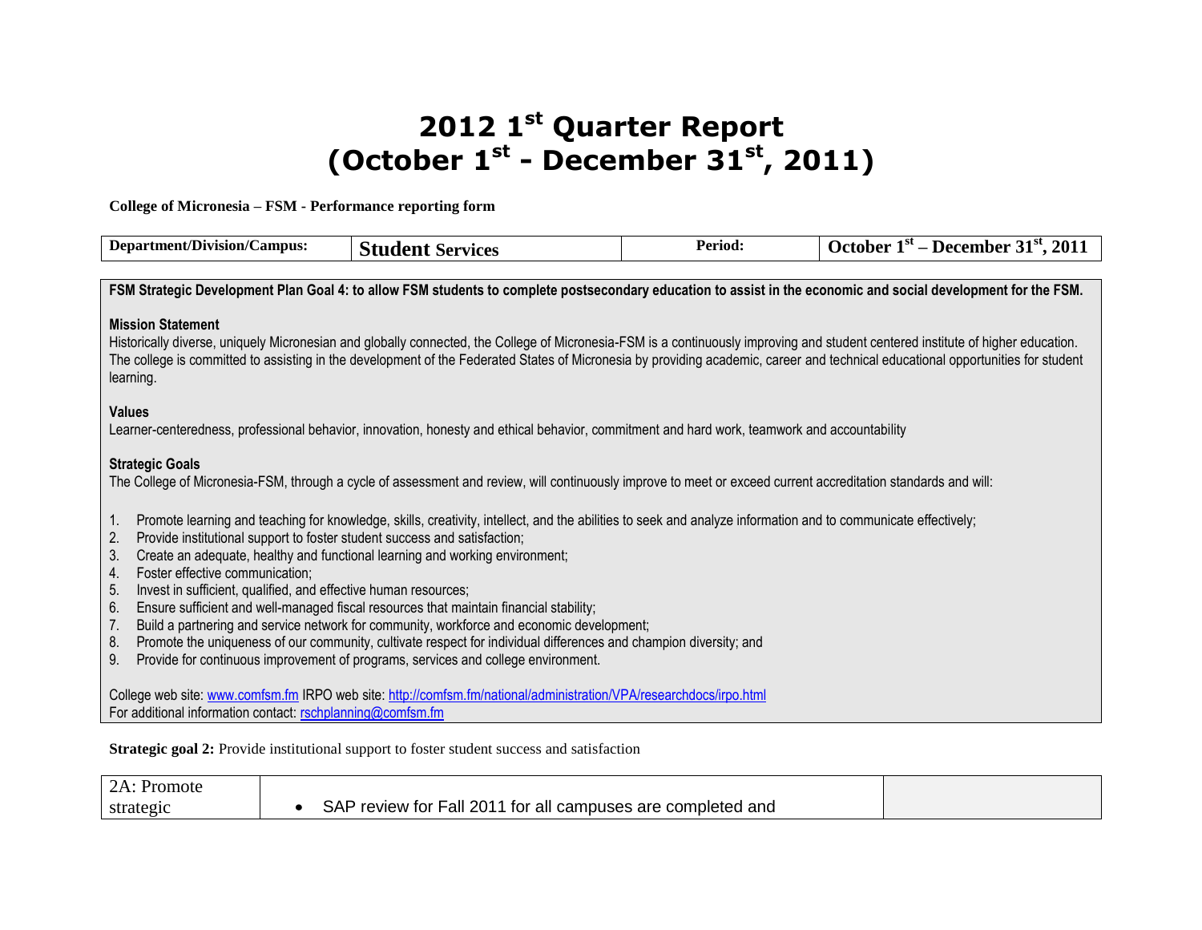# 2012 1st Quarter Report
# (October 1st - December 31st, 2011)

**College of Micronesia – FSM - Performance reporting form**

| **Department/Division/Campus:** | **Student Services** | **Period:** | **October 1st – December 31st, 2011** |
|---|---|---|---|

**FSM Strategic Development Plan Goal 4: to allow FSM students to complete postsecondary education to assist in the economic and social development for the FSM.**

**Mission Statement**

Historically diverse, uniquely Micronesian and globally connected, the College of Micronesia-FSM is a continuously improving and student centered institute of higher education. The college is committed to assisting in the development of the Federated States of Micronesia by providing academic, career and technical educational opportunities for student learning.

**Values**

Learner-centeredness, professional behavior, innovation, honesty and ethical behavior, commitment and hard work, teamwork and accountability

**Strategic Goals**

The College of Micronesia-FSM, through a cycle of assessment and review, will continuously improve to meet or exceed current accreditation standards and will:

1. Promote learning and teaching for knowledge, skills, creativity, intellect, and the abilities to seek and analyze information and to communicate effectively;
2. Provide institutional support to foster student success and satisfaction;
3. Create an adequate, healthy and functional learning and working environment;
4. Foster effective communication;
5. Invest in sufficient, qualified, and effective human resources;
6. Ensure sufficient and well-managed fiscal resources that maintain financial stability;
7. Build a partnering and service network for community, workforce and economic development;
8. Promote the uniqueness of our community, cultivate respect for individual differences and champion diversity; and
9. Provide for continuous improvement of programs, services and college environment.

College web site: www.comfsm.fm IRPO web site: http://comfsm.fm/national/administration/VPA/researchdocs/irpo.html
For additional information contact: rschplanning@comfsm.fm

**Strategic goal 2:** Provide institutional support to foster student success and satisfaction

| 2A: Promote strategic | • SAP review for Fall 2011 for all campuses are completed and | |
|---|---|---|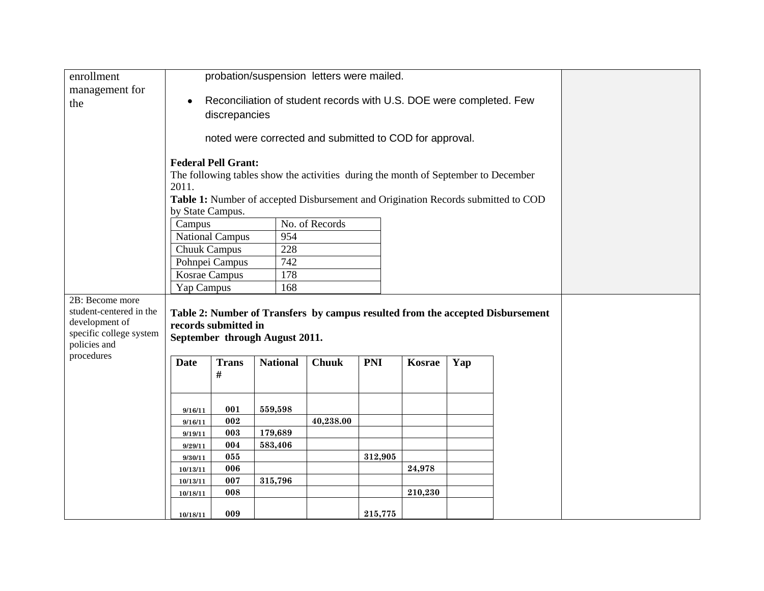| | | |
|---|---|---|
| enrollment management for the | probation/suspension letters were mailed.<br><br>• Reconciliation of student records with U.S. DOE were completed. Few discrepancies<br><br>noted were corrected and submitted to COD for approval.<br><br>**Federal Pell Grant:**<br>The following tables show the activities during the month of September to December 2011.<br>**Table 1:** Number of accepted Disbursement and Origination Records submitted to COD by State Campus. | |
| 2B: Become more student-centered in the development of specific college system policies and procedures | **Table 2: Number of Transfers by campus resulted from the accepted Disbursement records submitted in September through August 2011.** | |

**Table 1:** Number of accepted Disbursement and Origination Records submitted to COD by State Campus.

| Campus | No. of Records |
|---|---|
| National Campus | 954 |
| Chuuk Campus | 228 |
| Pohnpei Campus | 742 |
| Kosrae Campus | 178 |
| Yap Campus | 168 |

**Table 2: Number of Transfers by campus resulted from the accepted Disbursement records submitted in September through August 2011.**

| Date | Trans # | National | Chuuk | PNI | Kosrae | Yap |
|---|---|---|---|---|---|---|
| 9/16/11 | 001 | 559,598 | | | | |
| 9/16/11 | 002 | | 40,238.00 | | | |
| 9/19/11 | 003 | 179,689 | | | | |
| 9/29/11 | 004 | 583,406 | | | | |
| 9/30/11 | 055 | | | 312,905 | | |
| 10/13/11 | 006 | | | | 24,978 | |
| 10/13/11 | 007 | 315,796 | | | | |
| 10/18/11 | 008 | | | | 210,230 | |
| 10/18/11 | 009 | | | 215,775 | | |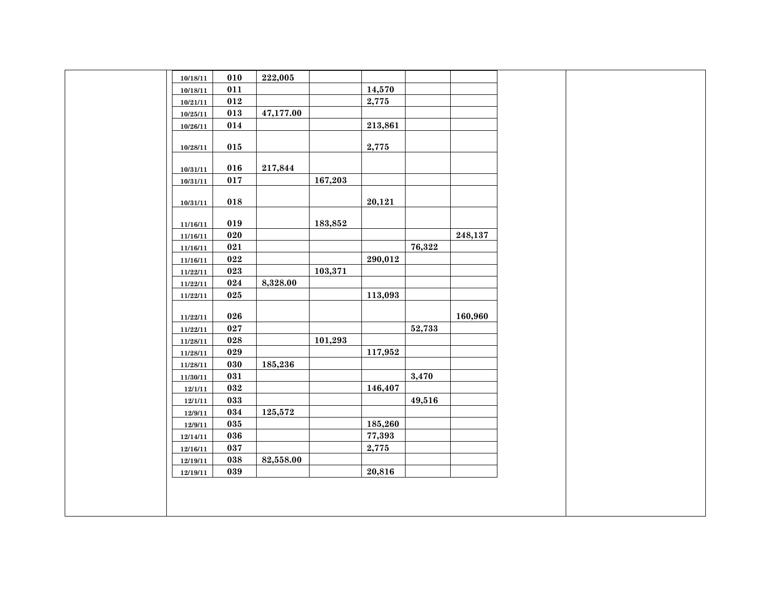| | | | | | | |
|---|---|---|---|---|---|---|
| 10/18/11 | 010 | 222,005 | | | | |
| 10/18/11 | 011 | | | 14,570 | | |
| 10/21/11 | 012 | | | 2,775 | | |
| 10/25/11 | 013 | 47,177.00 | | | | |
| 10/26/11 | 014 | | | 213,861 | | |
| 10/28/11 | 015 | | | 2,775 | | |
| 10/31/11 | 016 | 217,844 | | | | |
| 10/31/11 | 017 | | 167,203 | | | |
| 10/31/11 | 018 | | | 20,121 | | |
| 11/16/11 | 019 | | 183,852 | | | |
| 11/16/11 | 020 | | | | | 248,137 |
| 11/16/11 | 021 | | | | 76,322 | |
| 11/16/11 | 022 | | | 290,012 | | |
| 11/22/11 | 023 | | 103,371 | | | |
| 11/22/11 | 024 | 8,328.00 | | | | |
| 11/22/11 | 025 | | | 113,093 | | |
| 11/22/11 | 026 | | | | | 160,960 |
| 11/22/11 | 027 | | | | 52,733 | |
| 11/28/11 | 028 | | 101,293 | | | |
| 11/28/11 | 029 | | | 117,952 | | |
| 11/28/11 | 030 | 185,236 | | | | |
| 11/30/11 | 031 | | | | 3,470 | |
| 12/1/11 | 032 | | | 146,407 | | |
| 12/1/11 | 033 | | | | 49,516 | |
| 12/9/11 | 034 | 125,572 | | | | |
| 12/9/11 | 035 | | | 185,260 | | |
| 12/14/11 | 036 | | | 77,393 | | |
| 12/16/11 | 037 | | | 2,775 | | |
| 12/19/11 | 038 | 82,558.00 | | | | |
| 12/19/11 | 039 | | | 20,816 | | |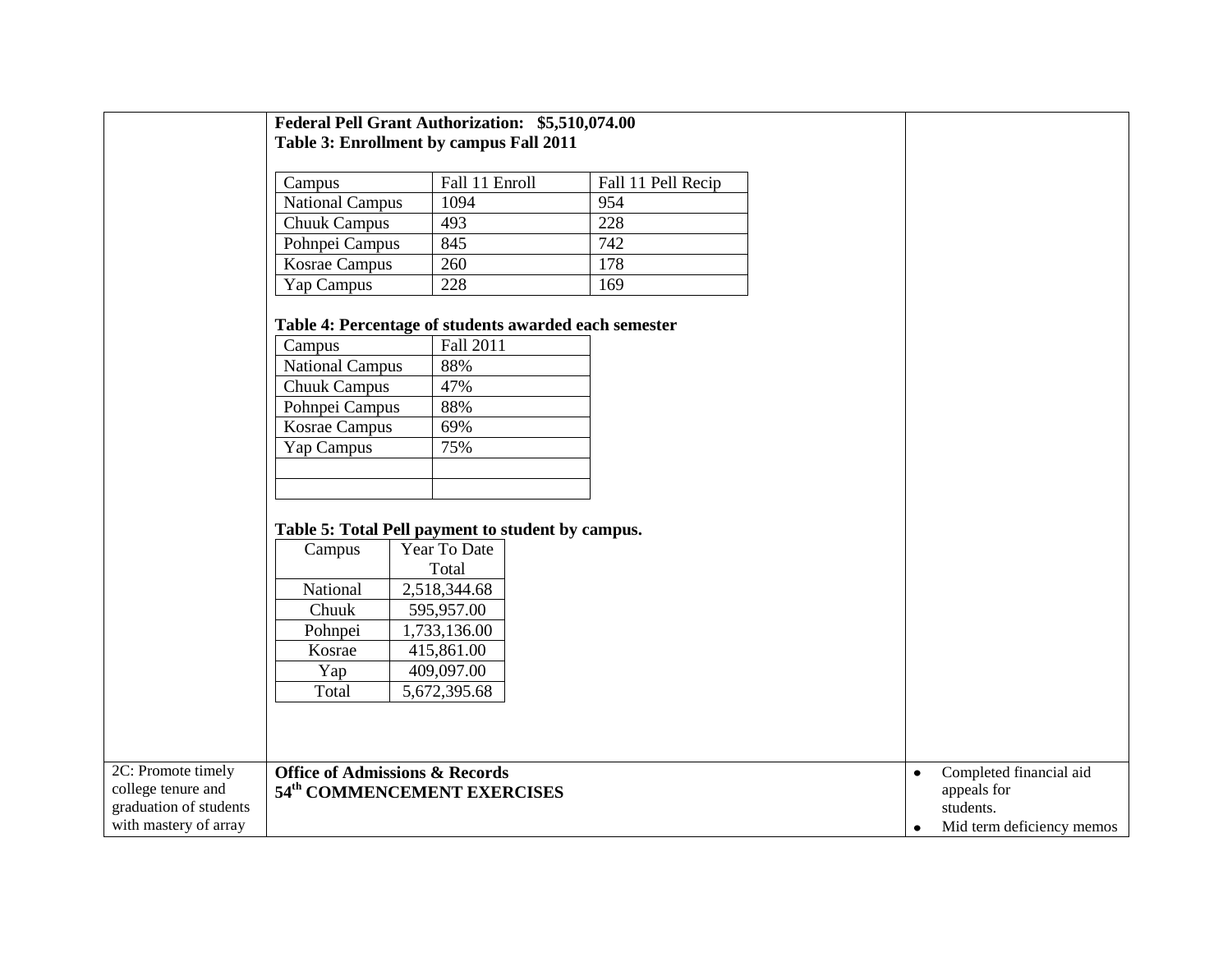**Federal Pell Grant Authorization: $5,510,074.00**

**Table 3: Enrollment by campus Fall 2011**

| Campus | Fall 11 Enroll | Fall 11 Pell Recip |
|---|---|---|
| National Campus | 1094 | 954 |
| Chuuk Campus | 493 | 228 |
| Pohnpei Campus | 845 | 742 |
| Kosrae Campus | 260 | 178 |
| Yap Campus | 228 | 169 |

**Table 4: Percentage of students awarded each semester**

| Campus | Fall 2011 |
|---|---|
| National Campus | 88% |
| Chuuk Campus | 47% |
| Pohnpei Campus | 88% |
| Kosrae Campus | 69% |
| Yap Campus | 75% |
| | |
| | |

**Table 5: Total Pell payment to student by campus.**

| Campus | Year To Date Total |
|---|---|
| National | 2,518,344.68 |
| Chuuk | 595,957.00 |
| Pohnpei | 1,733,136.00 |
| Kosrae | 415,861.00 |
| Yap | 409,097.00 |
| Total | 5,672,395.68 |

| 2C: Promote timely college tenure and graduation of students with mastery of array | **Office of Admissions & Records**<br>**54th COMMENCEMENT EXERCISES** | • Completed financial aid appeals for students.<br>• Mid term deficiency memos |
|---|---|---|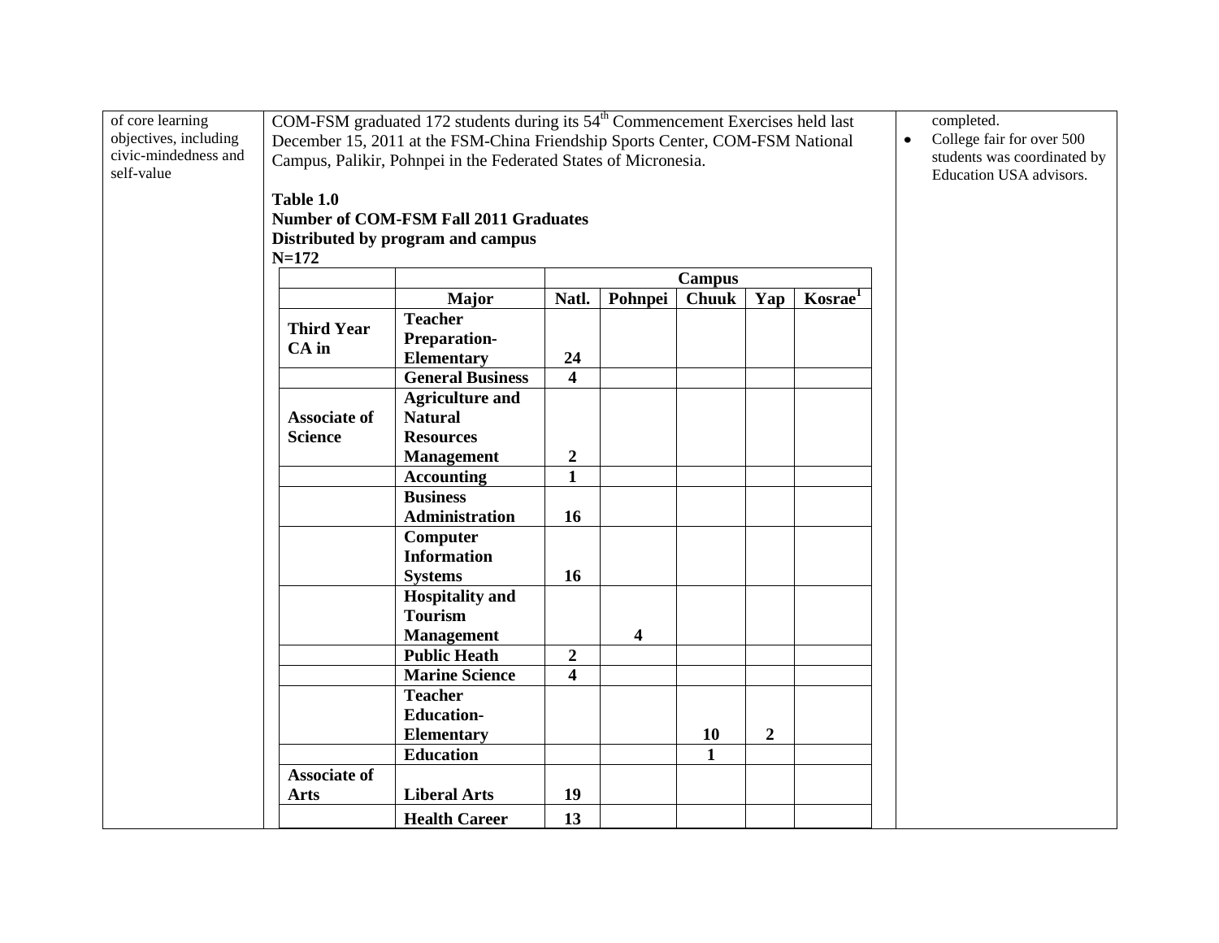of core learning objectives, including civic-mindedness and self-value

COM-FSM graduated 172 students during its 54th Commencement Exercises held last December 15, 2011 at the FSM-China Friendship Sports Center, COM-FSM National Campus, Palikir, Pohnpei in the Federated States of Micronesia.

**Table 1.0**
**Number of COM-FSM Fall 2011 Graduates**
**Distributed by program and campus**
**N=172**

| | | Campus | | | | |
|---|---|---|---|---|---|---|
| | **Major** | **Natl.** | **Pohnpei** | **Chuuk** | **Yap** | **Kosrae[1]** |
| **Third Year CA in** | **Teacher Preparation-Elementary** | **24** | | | | |
| | **General Business** | **4** | | | | |
| **Associate of Science** | **Agriculture and Natural Resources Management** | **2** | | | | |
| | **Accounting** | **1** | | | | |
| | **Business Administration** | **16** | | | | |
| | **Computer Information Systems** | **16** | | | | |
| | **Hospitality and Tourism Management** | | **4** | | | |
| | **Public Heath** | **2** | | | | |
| | **Marine Science** | **4** | | | | |
| | **Teacher Education-Elementary** | | | **10** | **2** | |
| | **Education** | | | **1** | | |
| **Associate of Arts** | **Liberal Arts** | **19** | | | | |
| | **Health Career** | **13** | | | | |

completed.

- College fair for over 500 students was coordinated by Education USA advisors.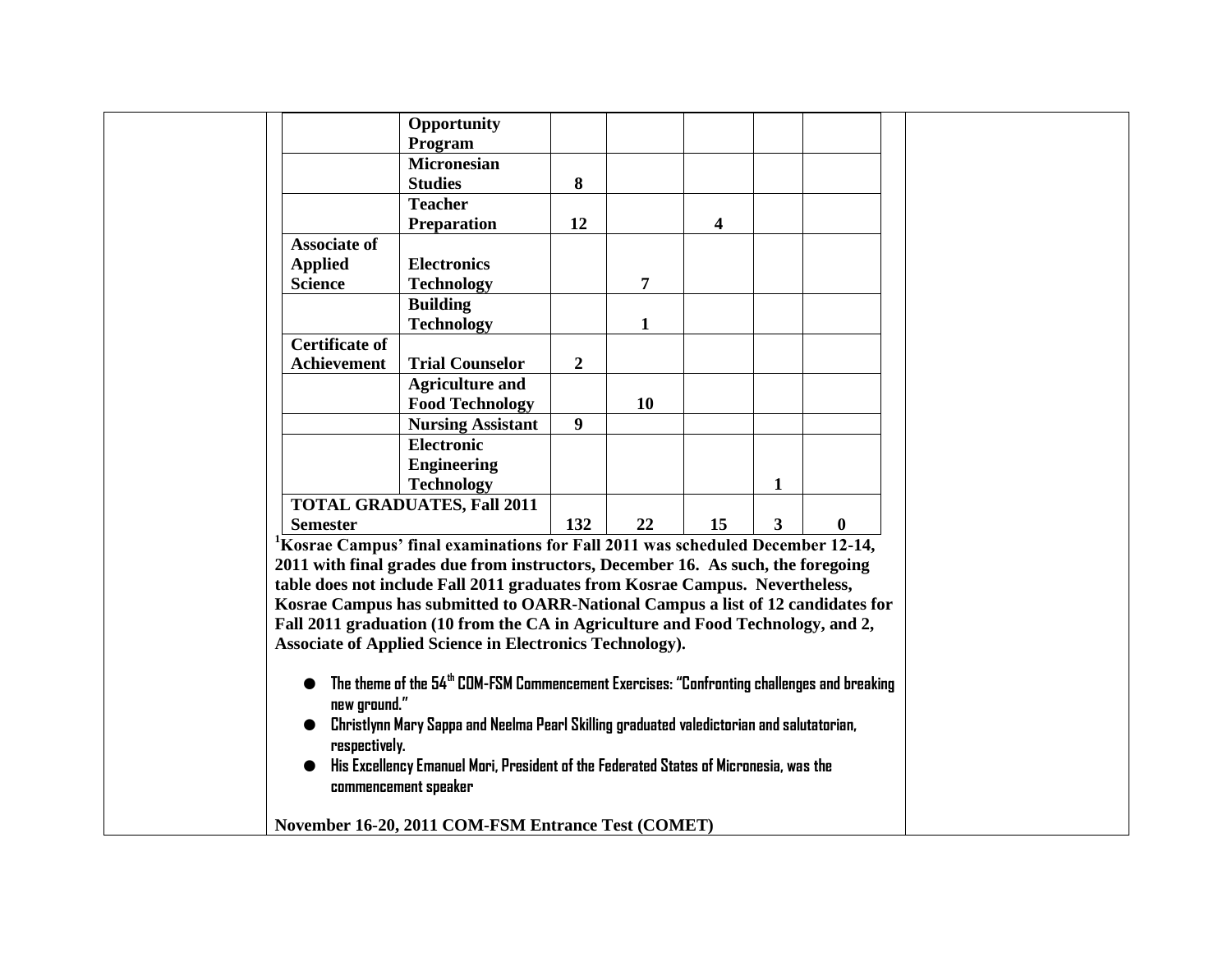| | | | | | | |
|---|---|---|---|---|---|---|
| | **Opportunity Program** | | | | | |
| | **Micronesian Studies** | **8** | | | | |
| | **Teacher Preparation** | **12** | | **4** | | |
| **Associate of Applied Science** | **Electronics Technology** | | **7** | | | |
| | **Building Technology** | | **1** | | | |
| **Certificate of Achievement** | **Trial Counselor** | **2** | | | | |
| | **Agriculture and Food Technology** | | **10** | | | |
| | **Nursing Assistant** | **9** | | | | |
| | **Electronic Engineering Technology** | | | | **1** | |
| **TOTAL GRADUATES, Fall 2011 Semester** | | **132** | **22** | **15** | **3** | **0** |

**[1]Kosrae Campus' final examinations for Fall 2011 was scheduled December 12-14, 2011 with final grades due from instructors, December 16. As such, the foregoing table does not include Fall 2011 graduates from Kosrae Campus. Nevertheless, Kosrae Campus has submitted to OARR-National Campus a list of 12 candidates for Fall 2011 graduation (10 from the CA in Agriculture and Food Technology, and 2, Associate of Applied Science in Electronics Technology).**

- **The theme of the 54th COM-FSM Commencement Exercises: "Confronting challenges and breaking new ground."**
- **Christlynn Mary Sappa and Neelma Pearl Skilling graduated valedictorian and salutatorian, respectively.**
- **His Excellency Emanuel Mori, President of the Federated States of Micronesia, was the commencement speaker**

**November 16-20, 2011 COM-FSM Entrance Test (COMET)**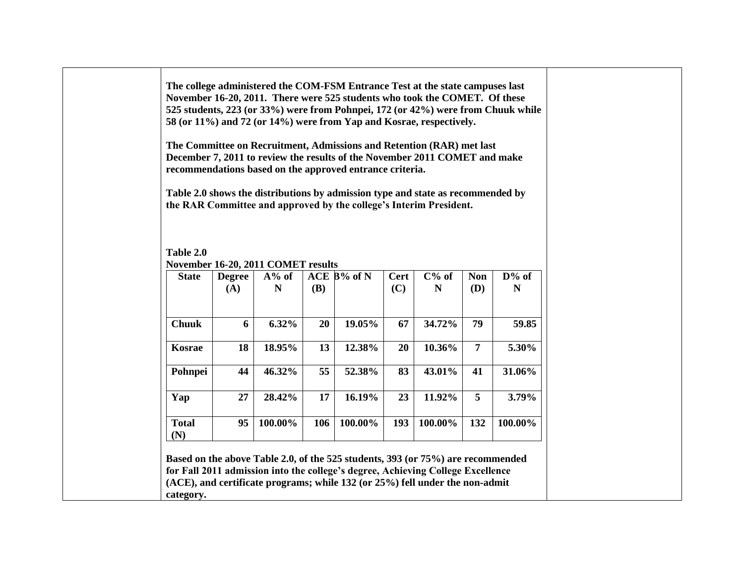**The college administered the COM-FSM Entrance Test at the state campuses last November 16-20, 2011. There were 525 students who took the COMET. Of these 525 students, 223 (or 33%) were from Pohnpei, 172 (or 42%) were from Chuuk while 58 (or 11%) and 72 (or 14%) were from Yap and Kosrae, respectively.**

**The Committee on Recruitment, Admissions and Retention (RAR) met last December 7, 2011 to review the results of the November 2011 COMET and make recommendations based on the approved entrance criteria.**

**Table 2.0 shows the distributions by admission type and state as recommended by the RAR Committee and approved by the college's Interim President.**

**Table 2.0**
**November 16-20, 2011 COMET results**

| State | Degree (A) | A% of N | ACE (B) | B% of N | Cert (C) | C% of N | Non (D) | D% of N |
|---|---|---|---|---|---|---|---|---|
| Chuuk | 6 | 6.32% | 20 | 19.05% | 67 | 34.72% | 79 | 59.85 |
| Kosrae | 18 | 18.95% | 13 | 12.38% | 20 | 10.36% | 7 | 5.30% |
| Pohnpei | 44 | 46.32% | 55 | 52.38% | 83 | 43.01% | 41 | 31.06% |
| Yap | 27 | 28.42% | 17 | 16.19% | 23 | 11.92% | 5 | 3.79% |
| Total (N) | 95 | 100.00% | 106 | 100.00% | 193 | 100.00% | 132 | 100.00% |

**Based on the above Table 2.0, of the 525 students, 393 (or 75%) are recommended for Fall 2011 admission into the college's degree, Achieving College Excellence (ACE), and certificate programs; while 132 (or 25%) fell under the non-admit category.**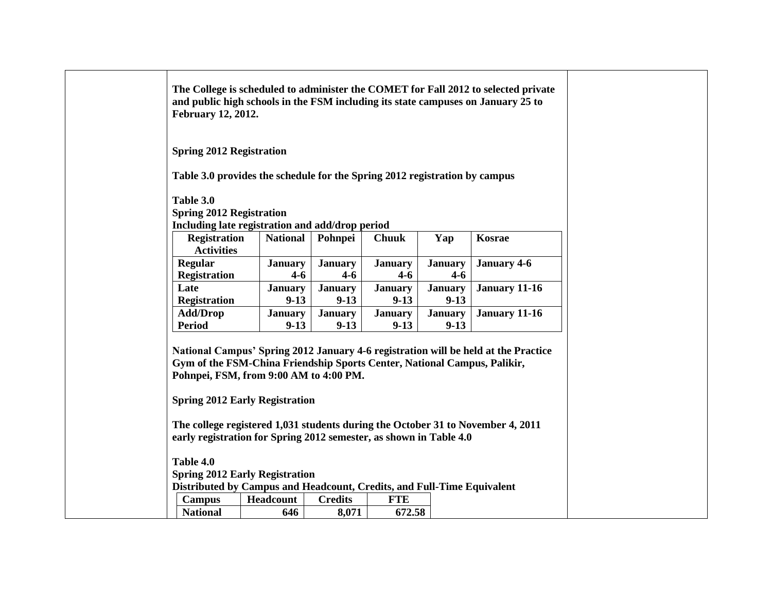**The College is scheduled to administer the COMET for Fall 2012 to selected private and public high schools in the FSM including its state campuses on January 25 to February 12, 2012.**

**Spring 2012 Registration**

**Table 3.0 provides the schedule for the Spring 2012 registration by campus**

**Table 3.0**
**Spring 2012 Registration**
**Including late registration and add/drop period**

| Registration Activities | National | Pohnpei | Chuuk | Yap | Kosrae |
|---|---|---|---|---|---|
| Regular Registration | January 4-6 | January 4-6 | January 4-6 | January 4-6 | January 4-6 |
| Late Registration | January 9-13 | January 9-13 | January 9-13 | January 9-13 | January 11-16 |
| Add/Drop Period | January 9-13 | January 9-13 | January 9-13 | January 9-13 | January 11-16 |

**National Campus' Spring 2012 January 4-6 registration will be held at the Practice Gym of the FSM-China Friendship Sports Center, National Campus, Palikir, Pohnpei, FSM, from 9:00 AM to 4:00 PM.**

**Spring 2012 Early Registration**

**The college registered 1,031 students during the October 31 to November 4, 2011 early registration for Spring 2012 semester, as shown in Table 4.0**

**Table 4.0**
**Spring 2012 Early Registration**
**Distributed by Campus and Headcount, Credits, and Full-Time Equivalent**

| Campus | Headcount | Credits | FTE |
|---|---|---|---|
| National | 646 | 8,071 | 672.58 |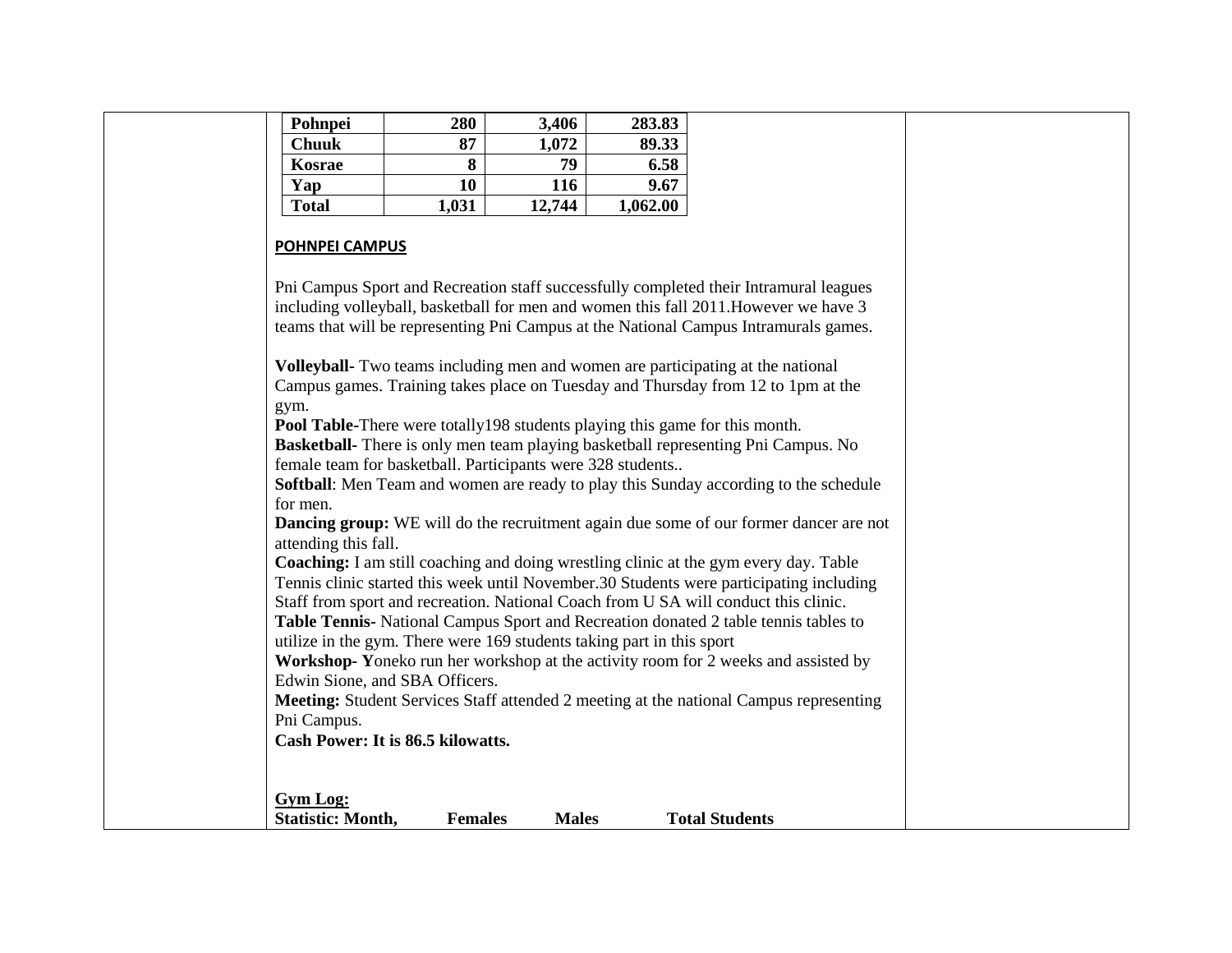| Pohnpei | 280 | 3,406 | 283.83 |
|---|---|---|---|
| Chuuk | 87 | 1,072 | 89.33 |
| Kosrae | 8 | 79 | 6.58 |
| Yap | 10 | 116 | 9.67 |
| Total | 1,031 | 12,744 | 1,062.00 |

**POHNPEI CAMPUS**

Pni Campus Sport and Recreation staff successfully completed their Intramural leagues including volleyball, basketball for men and women this fall 2011.However we have 3 teams that will be representing Pni Campus at the National Campus Intramurals games.

**Volleyball**- Two teams including men and women are participating at the national Campus games. Training takes place on Tuesday and Thursday from 12 to 1pm at the gym.
**Pool Table**-There were totally198 students playing this game for this month.
**Basketball**- There is only men team playing basketball representing Pni Campus. No female team for basketball. Participants were 328 students..
**Softball**: Men Team and women are ready to play this Sunday according to the schedule for men.
**Dancing group:** WE will do the recruitment again due some of our former dancer are not attending this fall.
**Coaching:** I am still coaching and doing wrestling clinic at the gym every day. Table Tennis clinic started this week until November.30 Students were participating including Staff from sport and recreation. National Coach from U SA will conduct this clinic.
**Table Tennis**- National Campus Sport and Recreation donated 2 table tennis tables to utilize in the gym. There were 169 students taking part in this sport
**Workshop- Y**oneko run her workshop at the activity room for 2 weeks and assisted by Edwin Sione, and SBA Officers.
**Meeting:** Student Services Staff attended 2 meeting at the national Campus representing Pni Campus.
**Cash Power: It is 86.5 kilowatts.**

**Gym Log:**
**Statistic: Month, Females Males Total Students**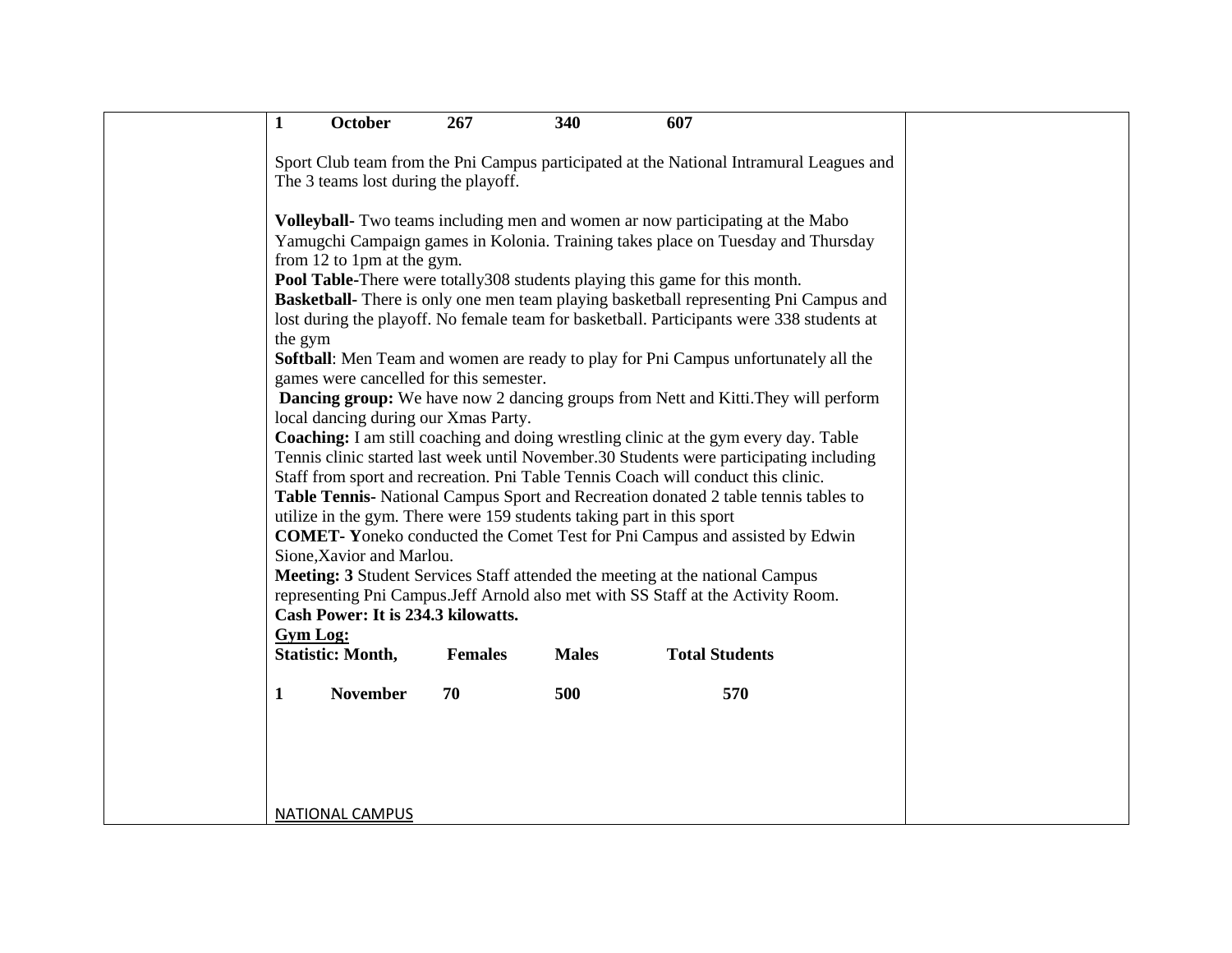| 1 | October | 267 | 340 | 607 |
|---|---|---|---|---|

Sport Club team from the Pni Campus participated at the National Intramural Leagues and The 3 teams lost during the playoff.

**Volleyball**- Two teams including men and women ar now participating at the Mabo Yamugchi Campaign games in Kolonia. Training takes place on Tuesday and Thursday from 12 to 1pm at the gym.

**Pool Table-**There were totally308 students playing this game for this month.

**Basketball-** There is only one men team playing basketball representing Pni Campus and lost during the playoff. No female team for basketball. Participants were 338 students at the gym

**Softball**: Men Team and women are ready to play for Pni Campus unfortunately all the games were cancelled for this semester.

**Dancing group:** We have now 2 dancing groups from Nett and Kitti.They will perform local dancing during our Xmas Party.

**Coaching:** I am still coaching and doing wrestling clinic at the gym every day. Table Tennis clinic started last week until November.30 Students were participating including Staff from sport and recreation. Pni Table Tennis Coach will conduct this clinic.

**Table Tennis-** National Campus Sport and Recreation donated 2 table tennis tables to utilize in the gym. There were 159 students taking part in this sport

**COMET- Y**oneko conducted the Comet Test for Pni Campus and assisted by Edwin Sione,Xavior and Marlou.

**Meeting: 3** Student Services Staff attended the meeting at the national Campus representing Pni Campus.Jeff Arnold also met with SS Staff at the Activity Room.

**Cash Power: It is 234.3 kilowatts.**

**Gym Log:**

| Statistic: Month, | | Females | Males | Total Students |
|---|---|---|---|---|
| 1 | November | 70 | 500 | 570 |

NATIONAL CAMPUS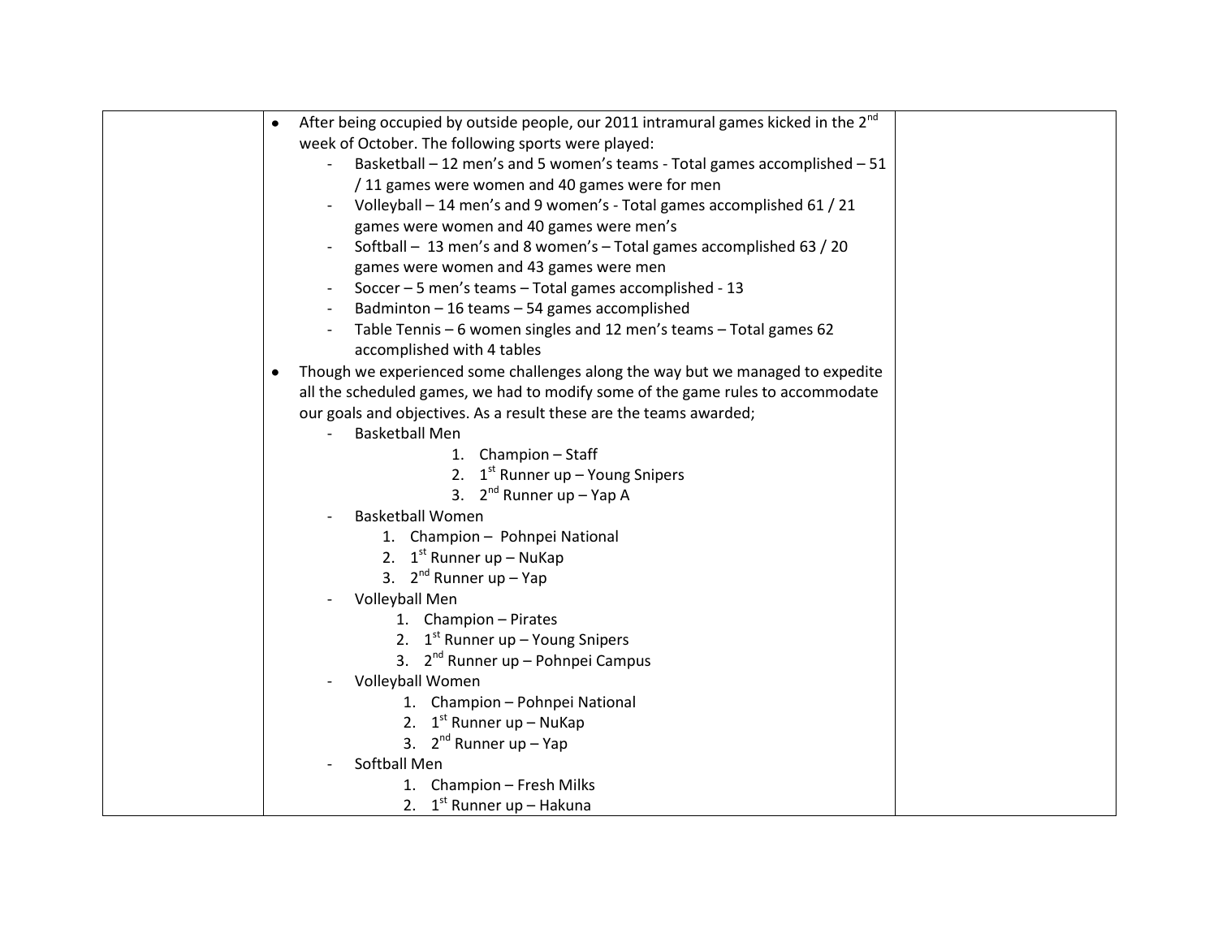| | | |
|---|---|---|
| | • After being occupied by outside people, our 2011 intramural games kicked in the 2nd week of October. The following sports were played:<br>- Basketball – 12 men's and 5 women's teams - Total games accomplished – 51 / 11 games were women and 40 games were for men<br>- Volleyball – 14 men's and 9 women's - Total games accomplished 61 / 21 games were women and 40 games were men's<br>- Softball – 13 men's and 8 women's – Total games accomplished 63 / 20 games were women and 43 games were men<br>- Soccer – 5 men's teams – Total games accomplished - 13<br>- Badminton – 16 teams – 54 games accomplished<br>- Table Tennis – 6 women singles and 12 men's teams – Total games 62 accomplished with 4 tables<br>• Though we experienced some challenges along the way but we managed to expedite all the scheduled games, we had to modify some of the game rules to accommodate our goals and objectives. As a result these are the teams awarded;<br>- Basketball Men<br>1. Champion – Staff<br>2. 1st Runner up – Young Snipers<br>3. 2nd Runner up – Yap A<br>- Basketball Women<br>1. Champion – Pohnpei National<br>2. 1st Runner up – NuKap<br>3. 2nd Runner up – Yap<br>- Volleyball Men<br>1. Champion – Pirates<br>2. 1st Runner up – Young Snipers<br>3. 2nd Runner up – Pohnpei Campus<br>- Volleyball Women<br>1. Champion – Pohnpei National<br>2. 1st Runner up – NuKap<br>3. 2nd Runner up – Yap<br>- Softball Men<br>1. Champion – Fresh Milks<br>2. 1st Runner up – Hakuna | |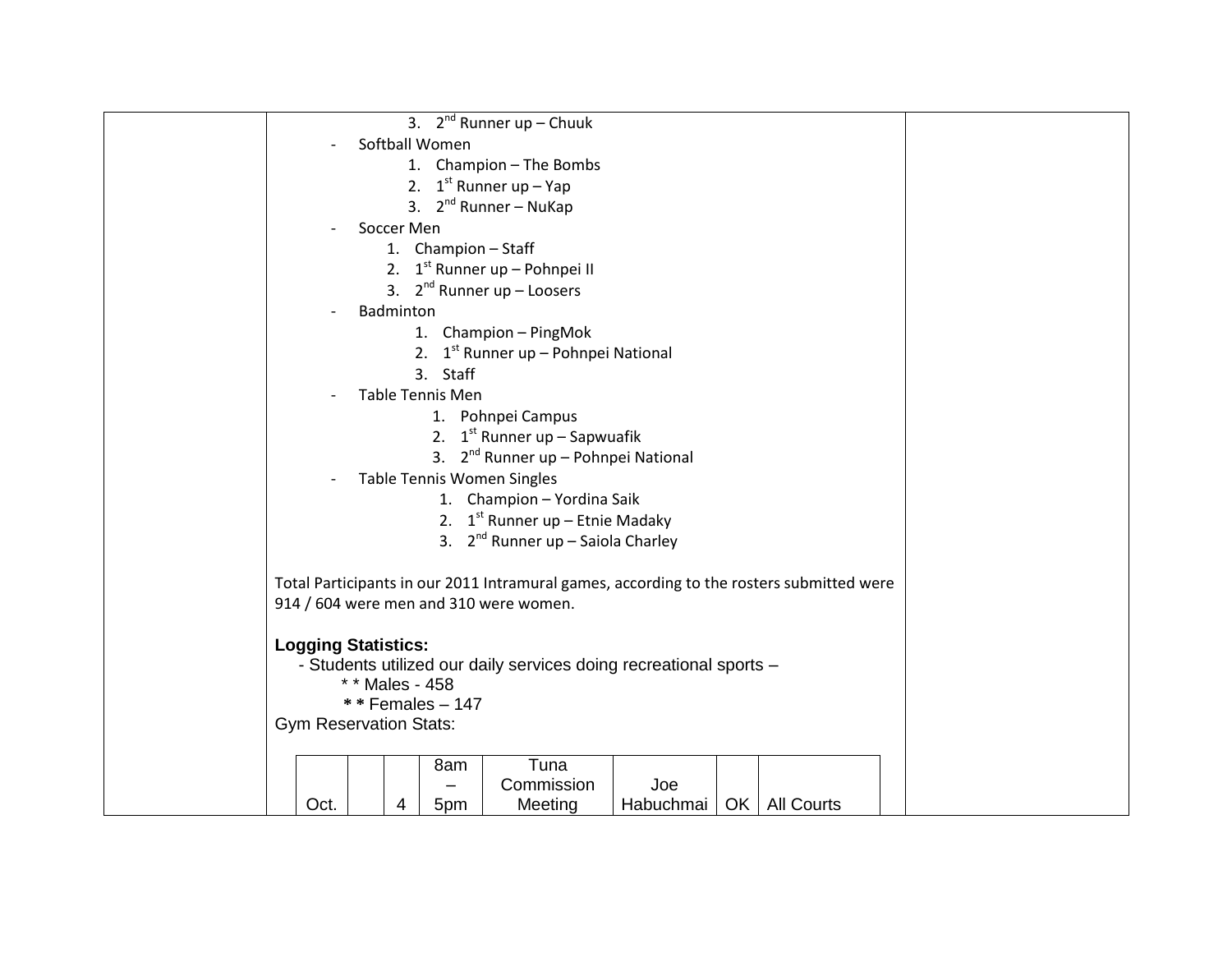3. 2nd Runner up – Chuuk

- Softball Women
  1. Champion – The Bombs
  2. 1st Runner up – Yap
  3. 2nd Runner – NuKap
- Soccer Men
  1. Champion – Staff
  2. 1st Runner up – Pohnpei II
  3. 2nd Runner up – Loosers
- Badminton
  1. Champion – PingMok
  2. 1st Runner up – Pohnpei National
  3. Staff
- Table Tennis Men
  1. Pohnpei Campus
  2. 1st Runner up – Sapwuafik
  3. 2nd Runner up – Pohnpei National
- Table Tennis Women Singles
  1. Champion – Yordina Saik
  2. 1st Runner up – Etnie Madaky
  3. 2nd Runner up – Saiola Charley

Total Participants in our 2011 Intramural games, according to the rosters submitted were 914 / 604 were men and 310 were women.

**Logging Statistics:**

- Students utilized our daily services doing recreational sports –
  - * * Males - 458
  - * * Females – 147

Gym Reservation Stats:

| | | | | | | | |
|---|---|---|---|---|---|---|---|
| Oct. | | 4 | 8am – 5pm | Tuna Commission Meeting | Joe Habuchmai | OK | All Courts |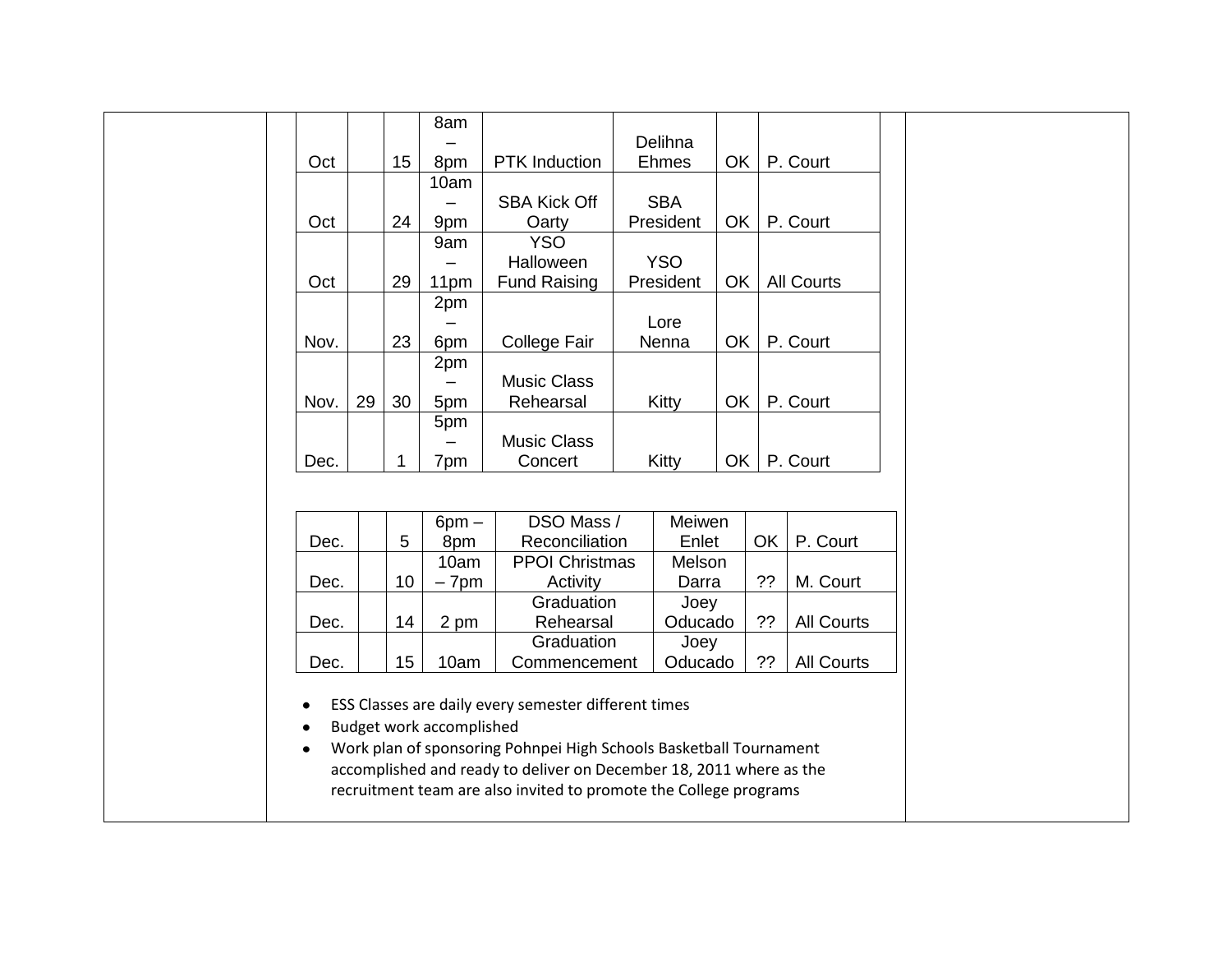| | | | | | | | |
|---|---|---|---|---|---|---|---|
| Oct | | 15 | 8am – 8pm | PTK Induction | Delihna Ehmes | OK | P. Court |
| Oct | | 24 | 10am – 9pm | SBA Kick Off Oarty | SBA President | OK | P. Court |
| Oct | | 29 | 9am – 11pm | YSO Halloween Fund Raising | YSO President | OK | All Courts |
| Nov. | | 23 | 2pm – 6pm | College Fair | Lore Nenna | OK | P. Court |
| Nov. | 29 | 30 | 2pm – 5pm | Music Class Rehearsal | Kitty | OK | P. Court |
| Dec. | | 1 | 5pm – 7pm | Music Class Concert | Kitty | OK | P. Court |

| | | | | | | | |
|---|---|---|---|---|---|---|---|
| Dec. | | 5 | 6pm – 8pm | DSO Mass / Reconciliation | Meiwen Enlet | OK | P. Court |
| Dec. | | 10 | 10am – 7pm | PPOI Christmas Activity | Melson Darra | ?? | M. Court |
| Dec. | | 14 | 2 pm | Graduation Rehearsal | Joey Oducado | ?? | All Courts |
| Dec. | | 15 | 10am | Graduation Commencement | Joey Oducado | ?? | All Courts |

- ESS Classes are daily every semester different times
- Budget work accomplished
- Work plan of sponsoring Pohnpei High Schools Basketball Tournament accomplished and ready to deliver on December 18, 2011 where as the recruitment team are also invited to promote the College programs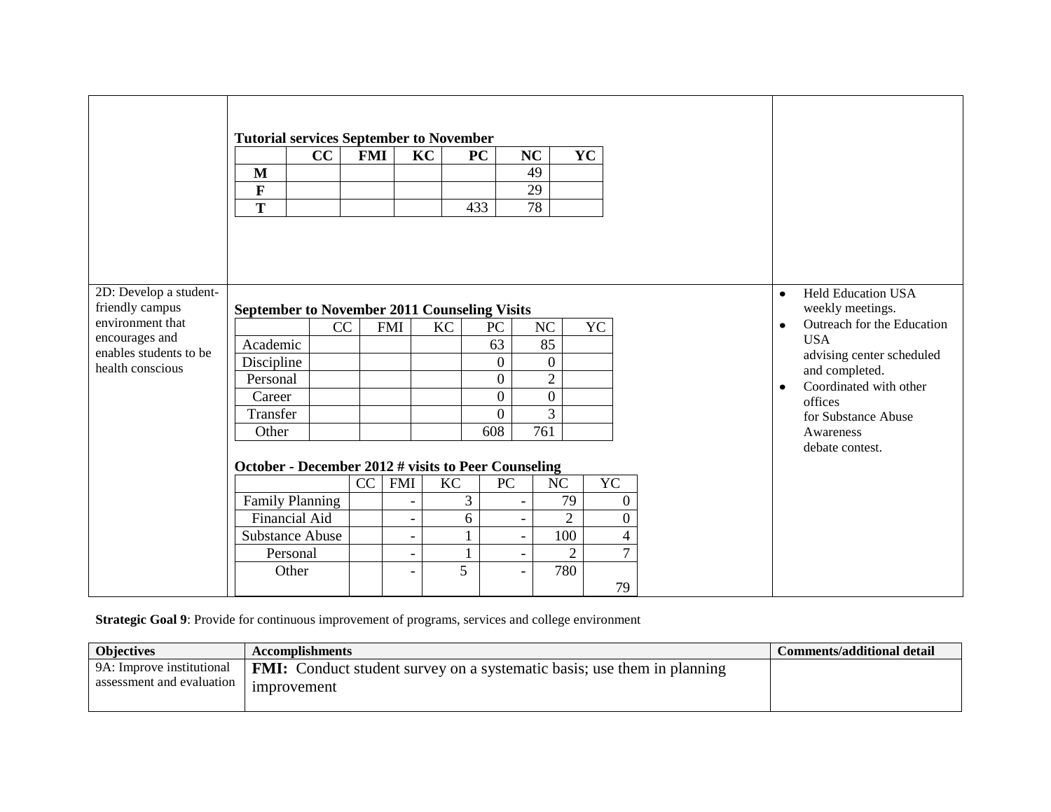| | | |
|---|---|---|
| | **Tutorial services September to November** | |

**Tutorial services September to November**

| | CC | FMI | KC | PC | NC | YC |
|---|---|---|---|---|---|---|
| M | | | | | 49 | |
| F | | | | | 29 | |
| T | | | | 433 | 78 | |

**2D: Develop a student-friendly campus environment that encourages and enables students to be health conscious**

**September to November 2011 Counseling Visits**

| | CC | FMI | KC | PC | NC | YC |
|---|---|---|---|---|---|---|
| Academic | | | | 63 | 85 | |
| Discipline | | | | 0 | 0 | |
| Personal | | | | 0 | 2 | |
| Career | | | | 0 | 0 | |
| Transfer | | | | 0 | 3 | |
| Other | | | | 608 | 761 | |

**October - December 2012 # visits to Peer Counseling**

| | CC | FMI | KC | PC | NC | YC |
|---|---|---|---|---|---|---|
| Family Planning | | - | 3 | - | 79 | 0 |
| Financial Aid | | - | 6 | - | 2 | 0 |
| Substance Abuse | | - | 1 | - | 100 | 4 |
| Personal | | - | 1 | - | 2 | 7 |
| Other | | - | 5 | - | 780 | 79 |

Comments/additional detail:

- Held Education USA weekly meetings.
- Outreach for the Education USA advising center scheduled and completed.
- Coordinated with other offices for Substance Abuse Awareness debate contest.

**Strategic Goal 9**: Provide for continuous improvement of programs, services and college environment

| Objectives | Accomplishments | Comments/additional detail |
|---|---|---|
| 9A: Improve institutional assessment and evaluation | **FMI:** Conduct student survey on a systematic basis; use them in planning improvement | |